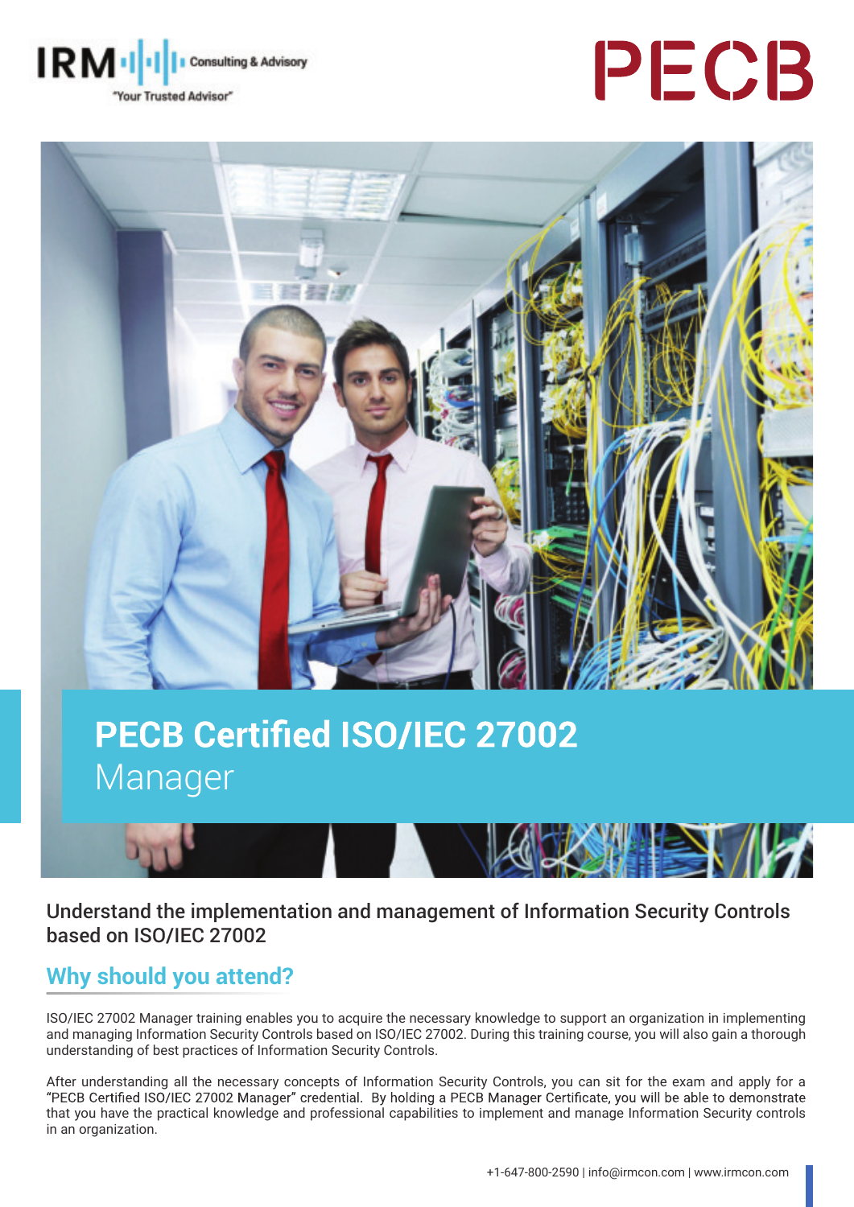IRM Consulting & Advisory
"Your Trusted Advisor"

PECB

# PECB Certified ISO/IEC 27002 Manager

Understand the implementation and management of Information Security Controls based on ISO/IEC 27002

## Why should you attend?

ISO/IEC 27002 Manager training enables you to acquire the necessary knowledge to support an organization in implementing and managing Information Security Controls based on ISO/IEC 27002. During this training course, you will also gain a thorough understanding of best practices of Information Security Controls.

After understanding all the necessary concepts of Information Security Controls, you can sit for the exam and apply for a "PECB Certified ISO/IEC 27002 Manager" credential. By holding a PECB Manager Certificate, you will be able to demonstrate that you have the practical knowledge and professional capabilities to implement and manage Information Security controls in an organization.

+1-647-800-2590 | info@irmcon.com | www.irmcon.com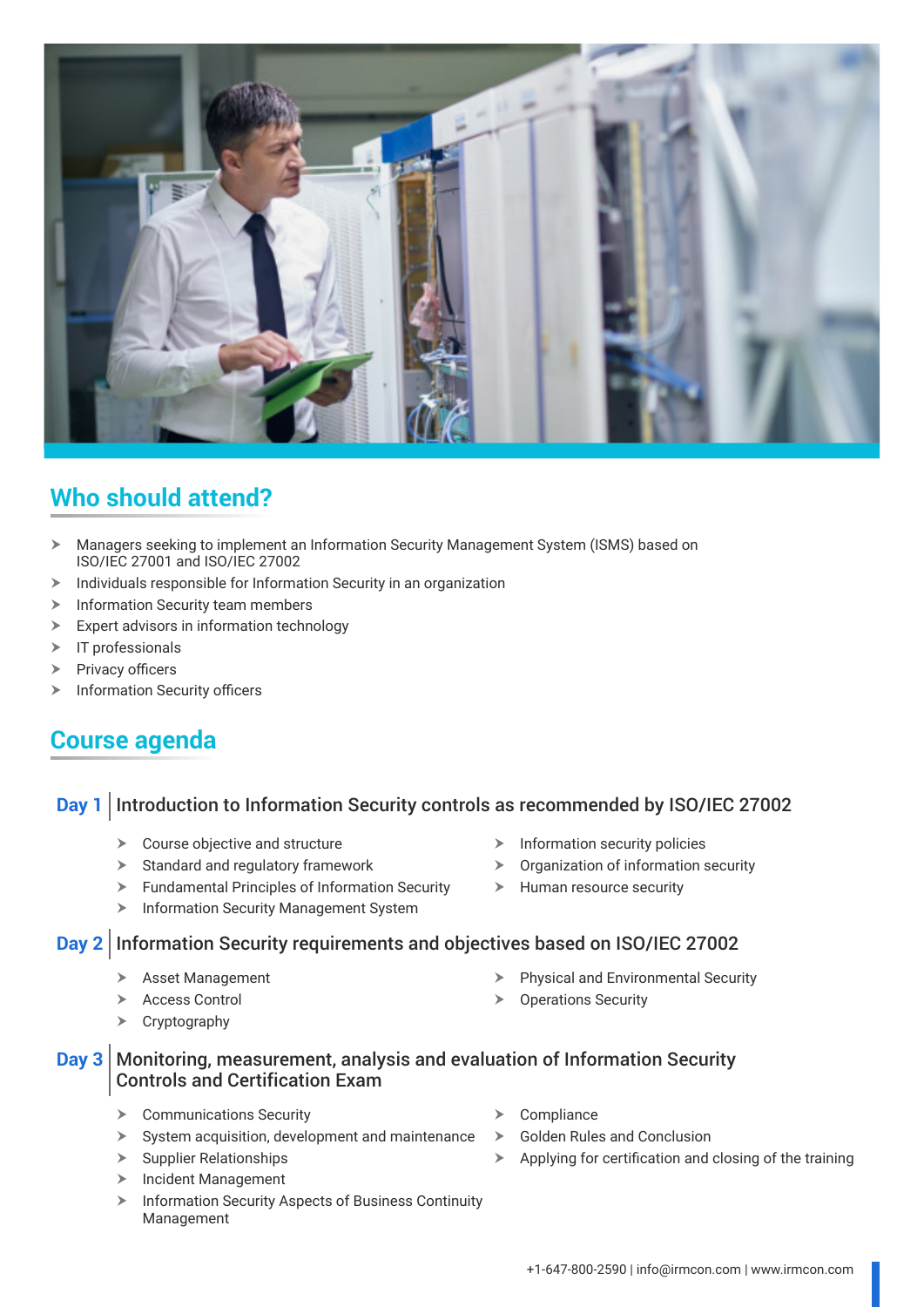## Who should attend?

- Managers seeking to implement an Information Security Management System (ISMS) based on ISO/IEC 27001 and ISO/IEC 27002
- Individuals responsible for Information Security in an organization
- Information Security team members
- Expert advisors in information technology
- IT professionals
- Privacy officers
- Information Security officers

## Course agenda

### Day 1 | Introduction to Information Security controls as recommended by ISO/IEC 27002

- Course objective and structure
- Standard and regulatory framework
- Fundamental Principles of Information Security
- Information Security Management System
- Information security policies
- Organization of information security
- Human resource security

### Day 2 | Information Security requirements and objectives based on ISO/IEC 27002

- Asset Management
- Access Control
- Cryptography
- Physical and Environmental Security
- Operations Security

### Day 3 | Monitoring, measurement, analysis and evaluation of Information Security Controls and Certification Exam

- Communications Security
- System acquisition, development and maintenance
- Supplier Relationships
- Incident Management
- Information Security Aspects of Business Continuity Management
- Compliance
- Golden Rules and Conclusion
- Applying for certification and closing of the training

+1-647-800-2590 | info@irmcon.com | www.irmcon.com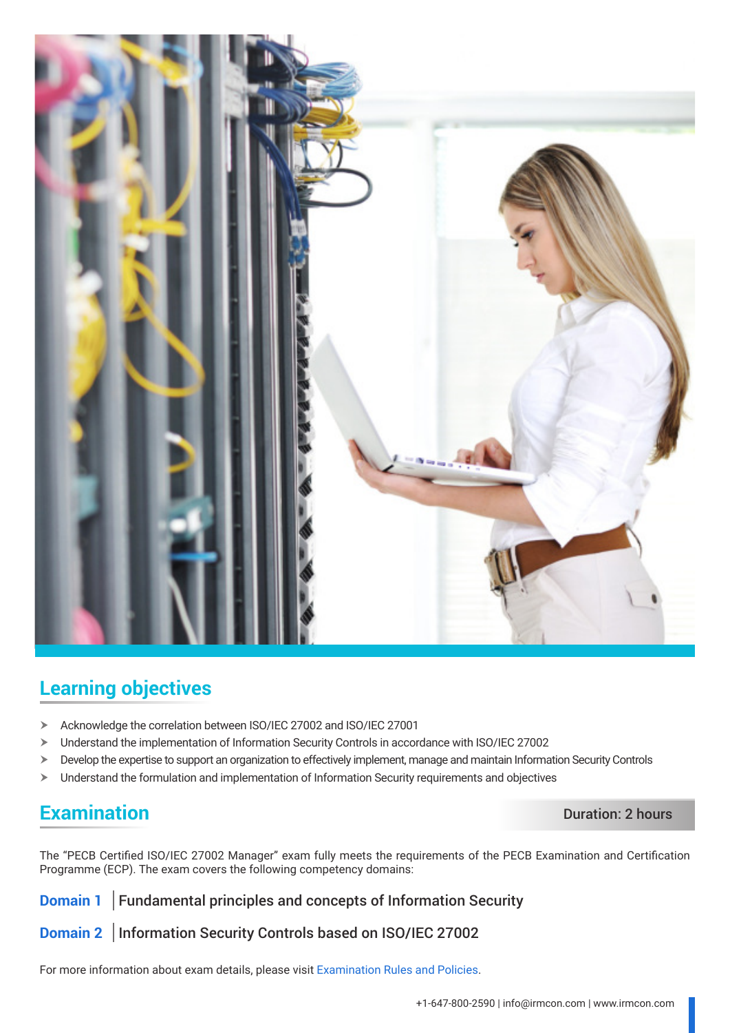## Learning objectives

- Acknowledge the correlation between ISO/IEC 27002 and ISO/IEC 27001
- Understand the implementation of Information Security Controls in accordance with ISO/IEC 27002
- Develop the expertise to support an organization to effectively implement, manage and maintain Information Security Controls
- Understand the formulation and implementation of Information Security requirements and objectives

## Examination

**Duration: 2 hours**

The "PECB Certified ISO/IEC 27002 Manager" exam fully meets the requirements of the PECB Examination and Certification Programme (ECP). The exam covers the following competency domains:

**Domain 1** | Fundamental principles and concepts of Information Security

**Domain 2** | Information Security Controls based on ISO/IEC 27002

For more information about exam details, please visit Examination Rules and Policies.

+1-647-800-2590 | info@irmcon.com | www.irmcon.com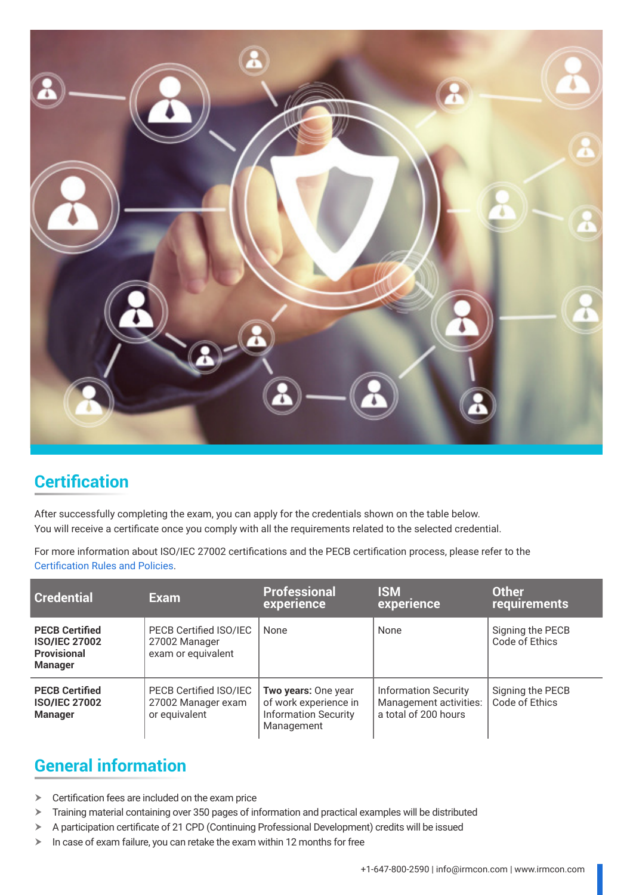## Certification

After successfully completing the exam, you can apply for the credentials shown on the table below.
You will receive a certificate once you comply with all the requirements related to the selected credential.

For more information about ISO/IEC 27002 certifications and the PECB certification process, please refer to the Certification Rules and Policies.

| Credential | Exam | Professional experience | ISM experience | Other requirements |
|---|---|---|---|---|
| **PECB Certified ISO/IEC 27002 Provisional Manager** | PECB Certified ISO/IEC 27002 Manager exam or equivalent | None | None | Signing the PECB Code of Ethics |
| **PECB Certified ISO/IEC 27002 Manager** | PECB Certified ISO/IEC 27002 Manager exam or equivalent | **Two years:** One year of work experience in Information Security Management | Information Security Management activities: a total of 200 hours | Signing the PECB Code of Ethics |

## General information

- Certification fees are included on the exam price
- Training material containing over 350 pages of information and practical examples will be distributed
- A participation certificate of 21 CPD (Continuing Professional Development) credits will be issued
- In case of exam failure, you can retake the exam within 12 months for free

+1-647-800-2590 | info@irmcon.com | www.irmcon.com